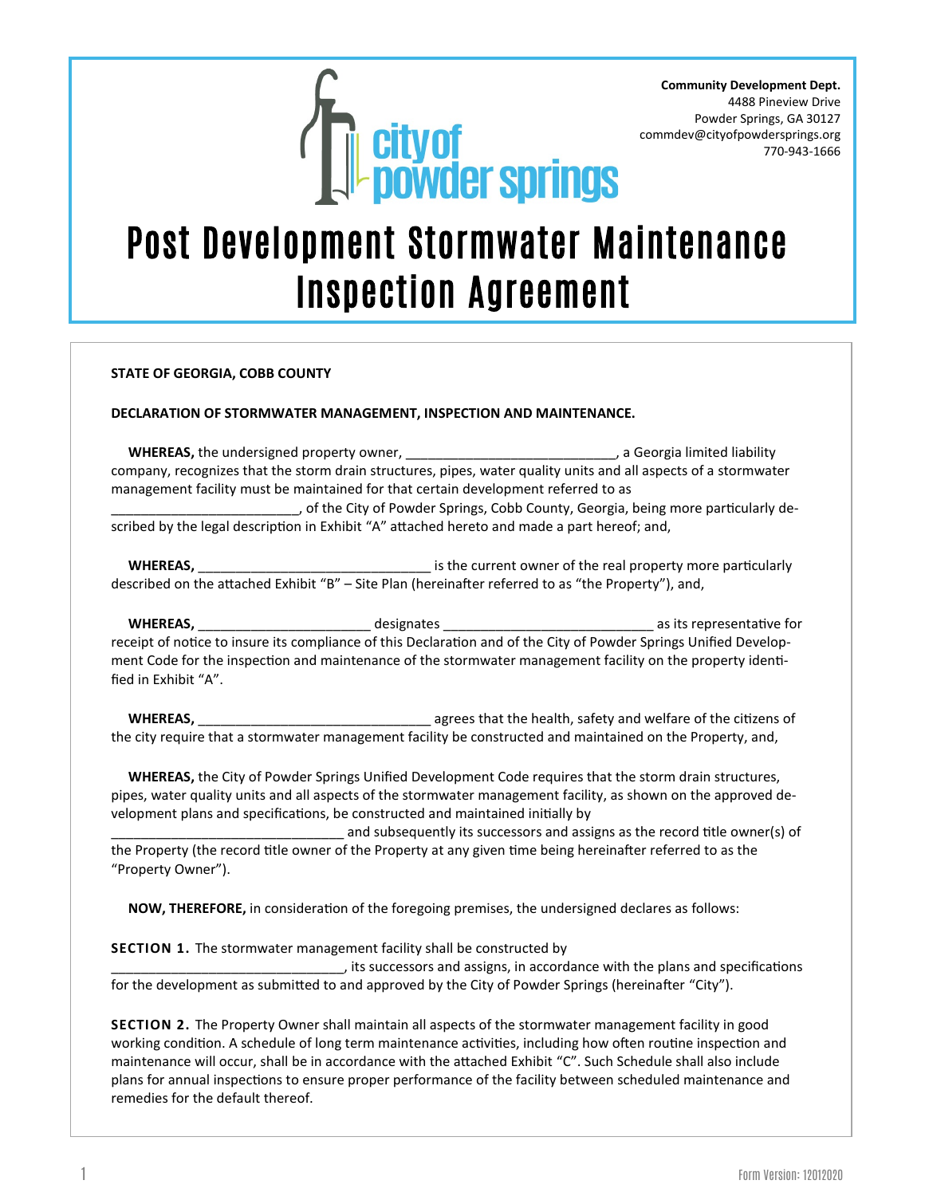**Community Development Dept.**
4488 Pineview Drive
Powder Springs, GA 30127
commdev@cityofpowdersprings.org
770-943-1666

# Post Development Stormwater Maintenance Inspection Agreement

**STATE OF GEORGIA, COBB COUNTY**

**DECLARATION OF STORMWATER MANAGEMENT, INSPECTION AND MAINTENANCE.**

**WHEREAS,** the undersigned property owner, ____________________________, a Georgia limited liability company, recognizes that the storm drain structures, pipes, water quality units and all aspects of a stormwater management facility must be maintained for that certain development referred to as _________________________, of the City of Powder Springs, Cobb County, Georgia, being more particularly described by the legal description in Exhibit "A" attached hereto and made a part hereof; and,

**WHEREAS,** _______________________________ is the current owner of the real property more particularly described on the attached Exhibit "B" – Site Plan (hereinafter referred to as "the Property"), and,

**WHEREAS,** _______________________ designates ____________________________ as its representative for receipt of notice to insure its compliance of this Declaration and of the City of Powder Springs Unified Development Code for the inspection and maintenance of the stormwater management facility on the property identified in Exhibit "A".

**WHEREAS,** _______________________________ agrees that the health, safety and welfare of the citizens of the city require that a stormwater management facility be constructed and maintained on the Property, and,

**WHEREAS,** the City of Powder Springs Unified Development Code requires that the storm drain structures, pipes, water quality units and all aspects of the stormwater management facility, as shown on the approved development plans and specifications, be constructed and maintained initially by _______________________________ and subsequently its successors and assigns as the record title owner(s) of the Property (the record title owner of the Property at any given time being hereinafter referred to as the "Property Owner").

**NOW, THEREFORE,** in consideration of the foregoing premises, the undersigned declares as follows:

**SECTION 1.** The stormwater management facility shall be constructed by _______________________________, its successors and assigns, in accordance with the plans and specifications for the development as submitted to and approved by the City of Powder Springs (hereinafter "City").

**SECTION 2.** The Property Owner shall maintain all aspects of the stormwater management facility in good working condition. A schedule of long term maintenance activities, including how often routine inspection and maintenance will occur, shall be in accordance with the attached Exhibit "C". Such Schedule shall also include plans for annual inspections to ensure proper performance of the facility between scheduled maintenance and remedies for the default thereof.

Form Version: 12012020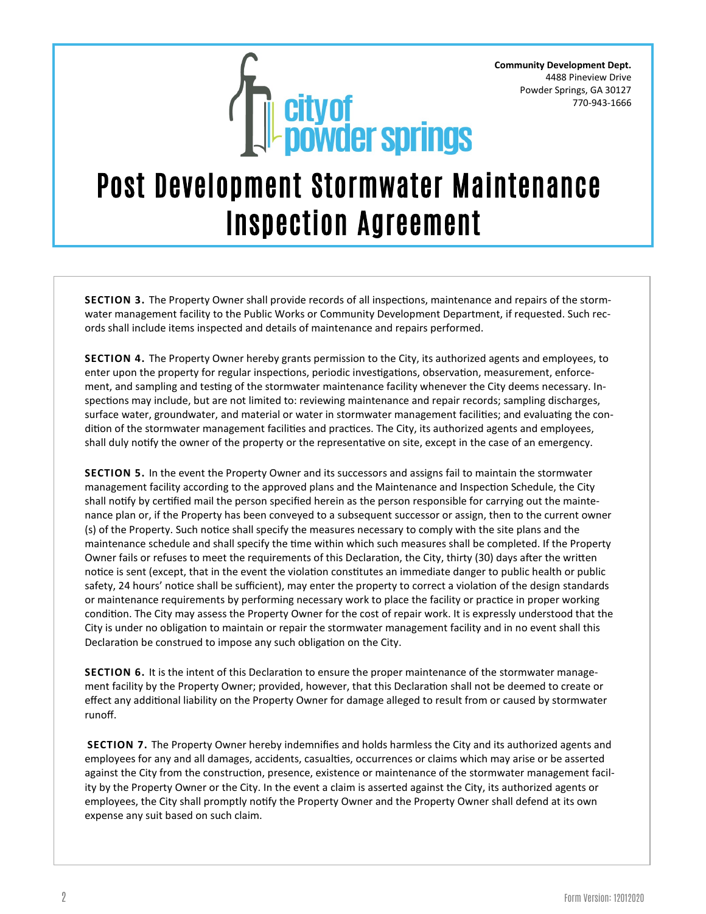**Community Development Dept.**
4488 Pineview Drive
Powder Springs, GA 30127
770-943-1666

city of powder springs

# Post Development Stormwater Maintenance Inspection Agreement

**SECTION 3.** The Property Owner shall provide records of all inspections, maintenance and repairs of the stormwater management facility to the Public Works or Community Development Department, if requested. Such records shall include items inspected and details of maintenance and repairs performed.

**SECTION 4.** The Property Owner hereby grants permission to the City, its authorized agents and employees, to enter upon the property for regular inspections, periodic investigations, observation, measurement, enforcement, and sampling and testing of the stormwater maintenance facility whenever the City deems necessary. Inspections may include, but are not limited to: reviewing maintenance and repair records; sampling discharges, surface water, groundwater, and material or water in stormwater management facilities; and evaluating the condition of the stormwater management facilities and practices. The City, its authorized agents and employees, shall duly notify the owner of the property or the representative on site, except in the case of an emergency.

**SECTION 5.** In the event the Property Owner and its successors and assigns fail to maintain the stormwater management facility according to the approved plans and the Maintenance and Inspection Schedule, the City shall notify by certified mail the person specified herein as the person responsible for carrying out the maintenance plan or, if the Property has been conveyed to a subsequent successor or assign, then to the current owner(s) of the Property. Such notice shall specify the measures necessary to comply with the site plans and the maintenance schedule and shall specify the time within which such measures shall be completed. If the Property Owner fails or refuses to meet the requirements of this Declaration, the City, thirty (30) days after the written notice is sent (except, that in the event the violation constitutes an immediate danger to public health or public safety, 24 hours' notice shall be sufficient), may enter the property to correct a violation of the design standards or maintenance requirements by performing necessary work to place the facility or practice in proper working condition. The City may assess the Property Owner for the cost of repair work. It is expressly understood that the City is under no obligation to maintain or repair the stormwater management facility and in no event shall this Declaration be construed to impose any such obligation on the City.

**SECTION 6.** It is the intent of this Declaration to ensure the proper maintenance of the stormwater management facility by the Property Owner; provided, however, that this Declaration shall not be deemed to create or effect any additional liability on the Property Owner for damage alleged to result from or caused by stormwater runoff.

**SECTION 7.** The Property Owner hereby indemnifies and holds harmless the City and its authorized agents and employees for any and all damages, accidents, casualties, occurrences or claims which may arise or be asserted against the City from the construction, presence, existence or maintenance of the stormwater management facility by the Property Owner or the City. In the event a claim is asserted against the City, its authorized agents or employees, the City shall promptly notify the Property Owner and the Property Owner shall defend at its own expense any suit based on such claim.

Form Version: 12012020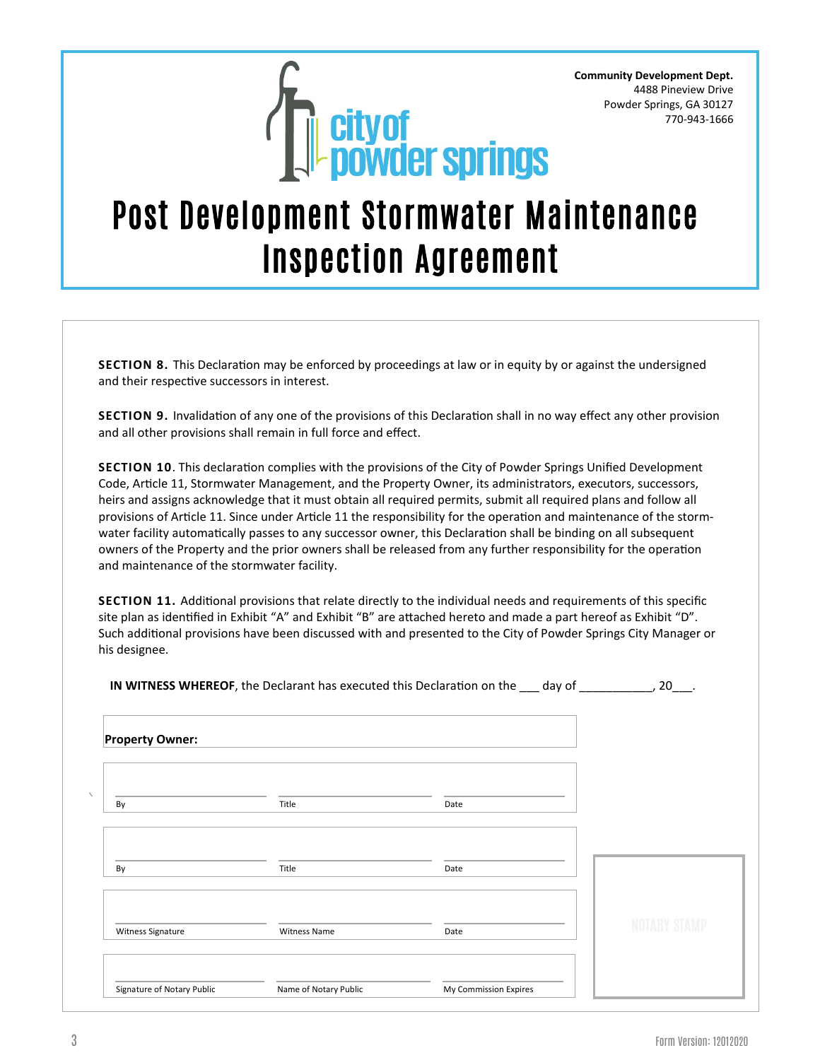**Community Development Dept.**
4488 Pineview Drive
Powder Springs, GA 30127
770-943-1666

# Post Development Stormwater Maintenance Inspection Agreement

**SECTION 8.** This Declaration may be enforced by proceedings at law or in equity by or against the undersigned and their respective successors in interest.

**SECTION 9.** Invalidation of any one of the provisions of this Declaration shall in no way effect any other provision and all other provisions shall remain in full force and effect.

**SECTION 10**. This declaration complies with the provisions of the City of Powder Springs Unified Development Code, Article 11, Stormwater Management, and the Property Owner, its administrators, executors, successors, heirs and assigns acknowledge that it must obtain all required permits, submit all required plans and follow all provisions of Article 11. Since under Article 11 the responsibility for the operation and maintenance of the stormwater facility automatically passes to any successor owner, this Declaration shall be binding on all subsequent owners of the Property and the prior owners shall be released from any further responsibility for the operation and maintenance of the stormwater facility.

**SECTION 11.** Additional provisions that relate directly to the individual needs and requirements of this specific site plan as identified in Exhibit "A" and Exhibit "B" are attached hereto and made a part hereof as Exhibit "D". Such additional provisions have been discussed with and presented to the City of Powder Springs City Manager or his designee.

**IN WITNESS WHEREOF**, the Declarant has executed this Declaration on the ___ day of ___________, 20___.

**Property Owner:**

| | | |
|---|---|---|
| By | Title | Date |
| By | Title | Date |
| Witness Signature | Witness Name | Date |
| Signature of Notary Public | Name of Notary Public | My Commission Expires |

NOTARY STAMP

Form Version: 12012020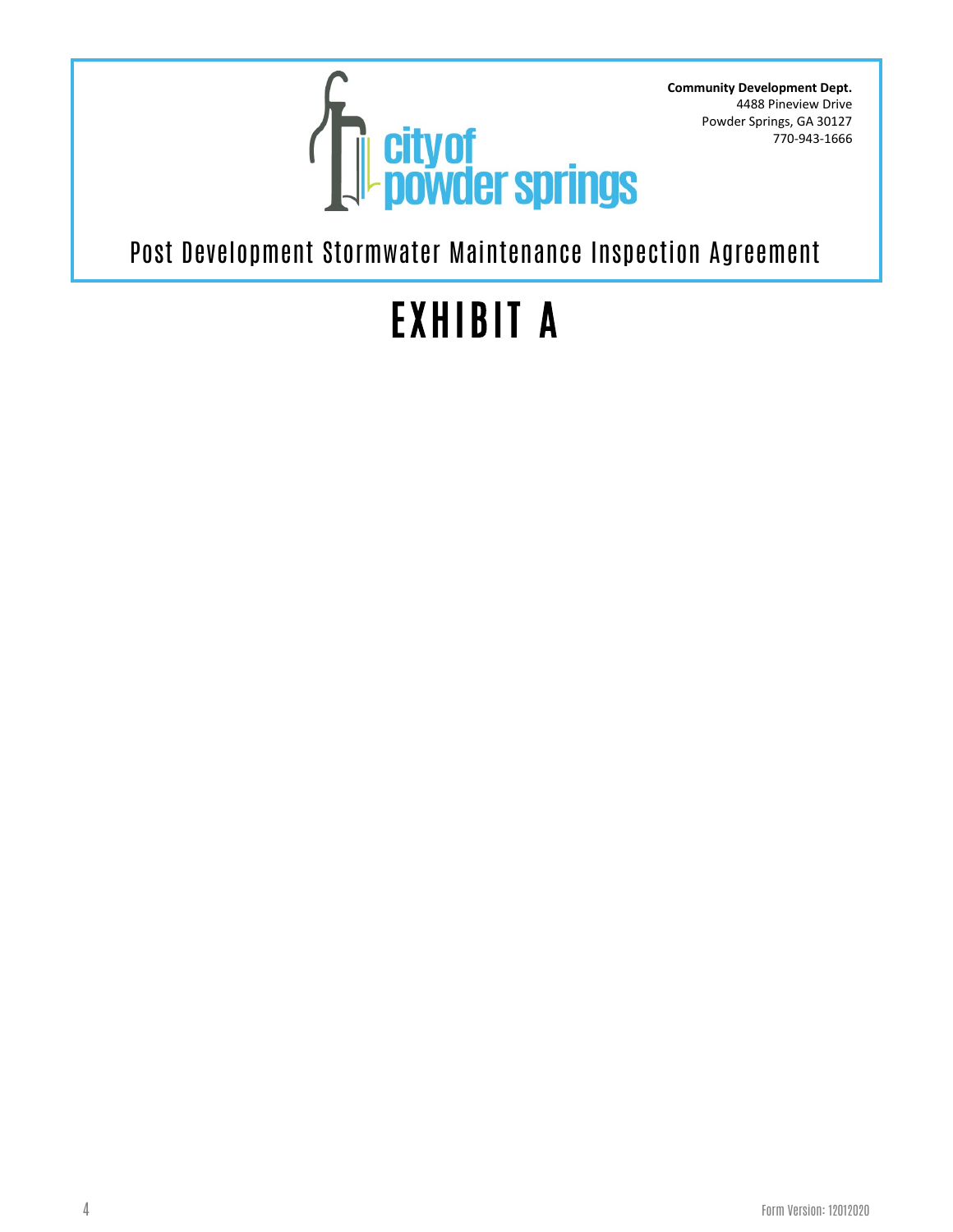**Community Development Dept.**
4488 Pineview Drive
Powder Springs, GA 30127
770-943-1666

Post Development Stormwater Maintenance Inspection Agreement

# EXHIBIT A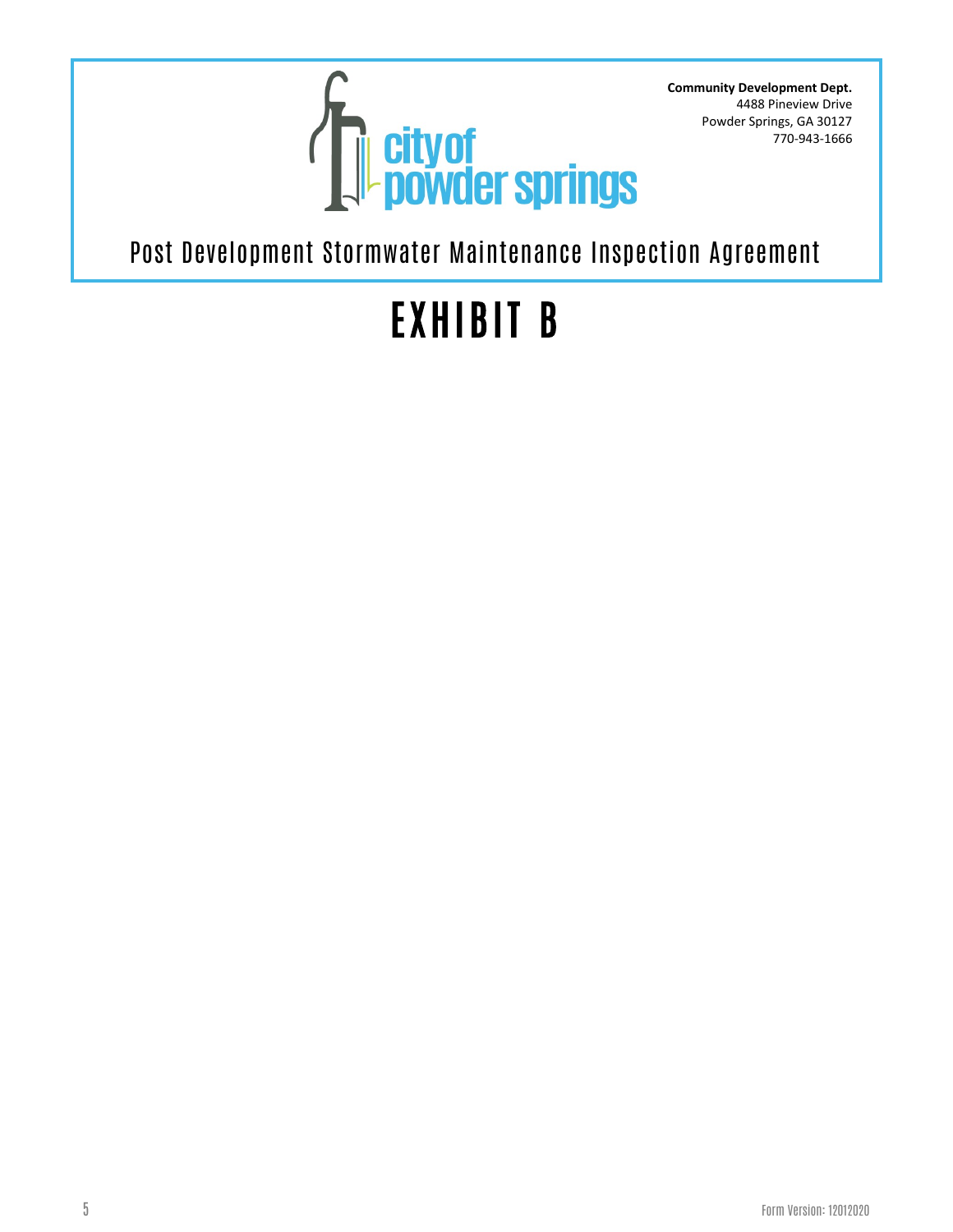**Community Development Dept.**
4488 Pineview Drive
Powder Springs, GA 30127
770-943-1666

city of powder springs

Post Development Stormwater Maintenance Inspection Agreement

# EXHIBIT B

Form Version: 12012020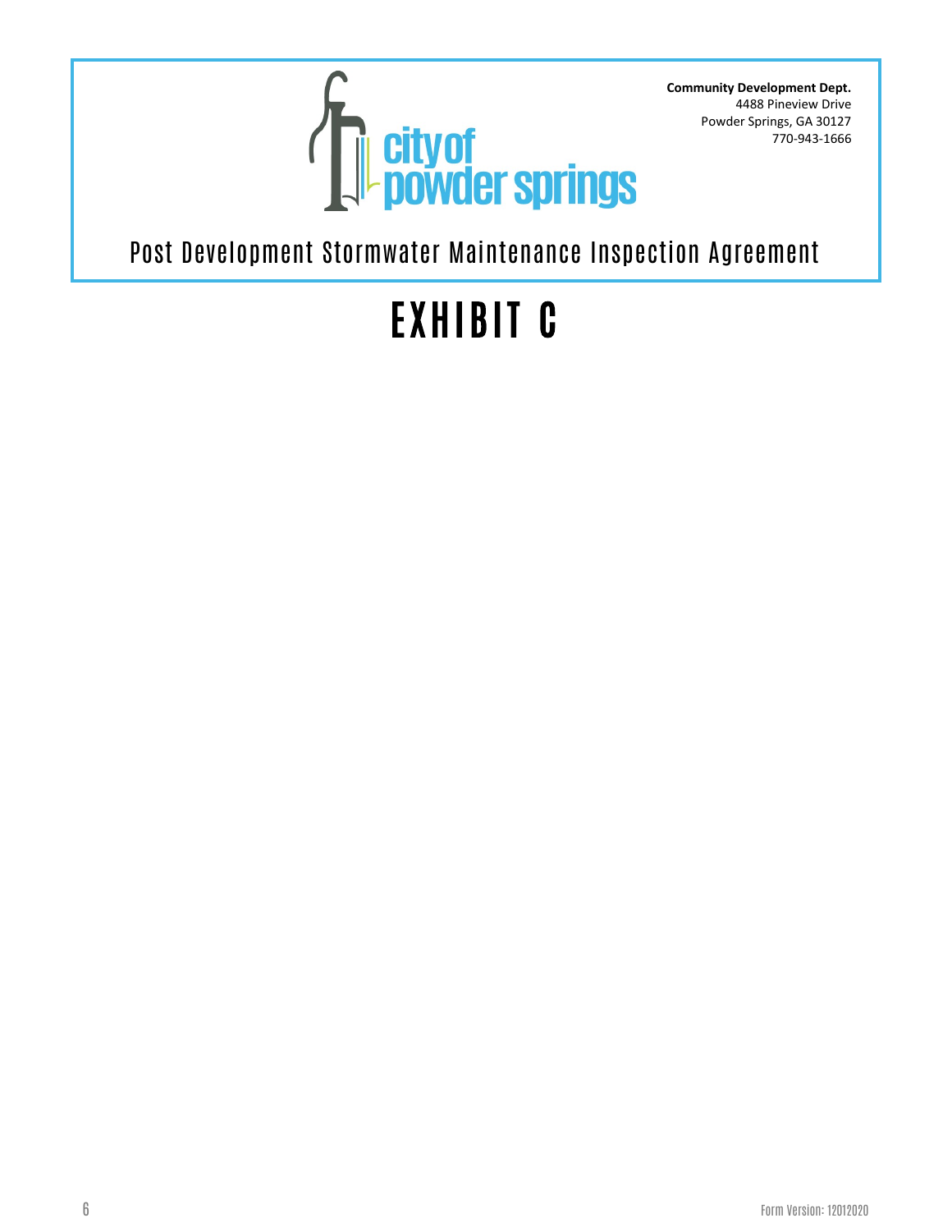**Community Development Dept.**
4488 Pineview Drive
Powder Springs, GA 30127
770-943-1666

city of powder springs

Post Development Stormwater Maintenance Inspection Agreement

# EXHIBIT C

Form Version: 12012020